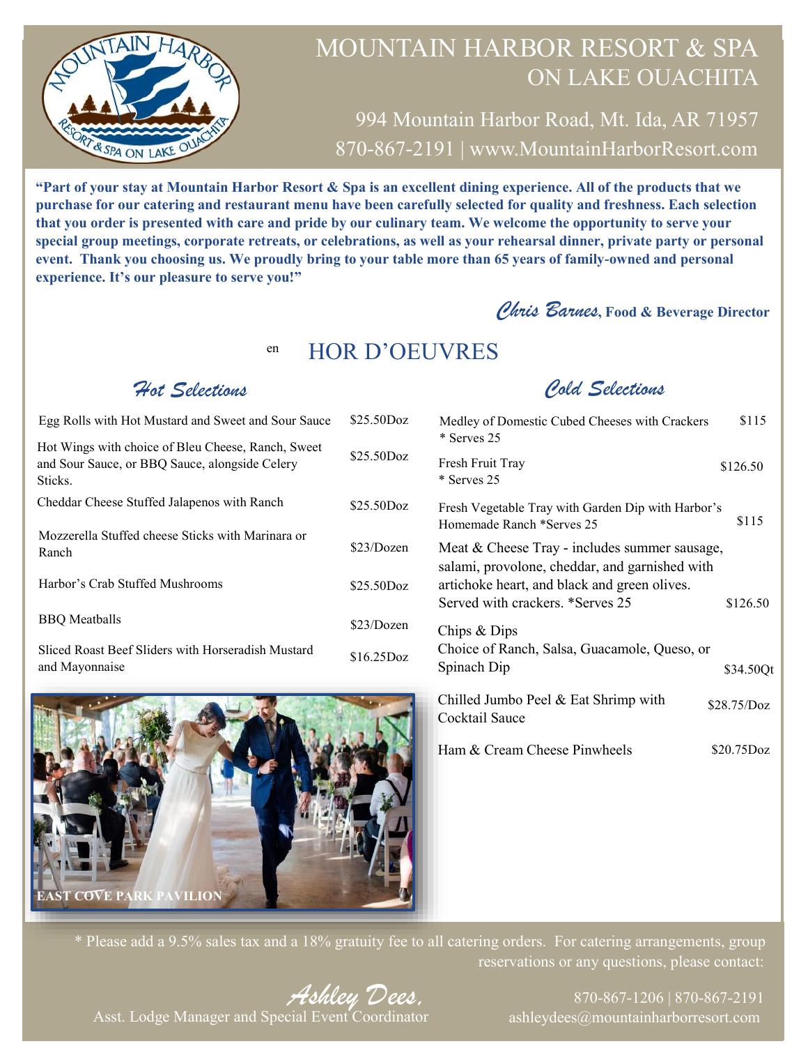# MOUNTAIN HARBOR RESORT & SPA
## ON LAKE OUACHITA

994 Mountain Harbor Road, Mt. Ida, AR 71957
870-867-2191 | www.MountainHarborResort.com

**"Part of your stay at Mountain Harbor Resort & Spa is an excellent dining experience. All of the products that we purchase for our catering and restaurant menu have been carefully selected for quality and freshness. Each selection that you order is presented with care and pride by our culinary team. We welcome the opportunity to serve your special group meetings, corporate retreats, or celebrations, as well as your rehearsal dinner, private party or personal event. Thank you choosing us. We proudly bring to your table more than 65 years of family-owned and personal experience. It's our pleasure to serve you!"**

*Chris Barnes*, **Food & Beverage Director**

en

## HOR D'OEUVRES

### *Hot Selections*

| Item | Price |
|---|---|
| Egg Rolls with Hot Mustard and Sweet and Sour Sauce | $25.50Doz |
| Hot Wings with choice of Bleu Cheese, Ranch, Sweet and Sour Sauce, or BBQ Sauce, alongside Celery Sticks. | $25.50Doz |
| Cheddar Cheese Stuffed Jalapenos with Ranch | $25.50Doz |
| Mozzerella Stuffed cheese Sticks with Marinara or Ranch | $23/Dozen |
| Harbor's Crab Stuffed Mushrooms | $25.50Doz |
| BBQ Meatballs | $23/Dozen |
| Sliced Roast Beef Sliders with Horseradish Mustard and Mayonnaise | $16.25Doz |

EAST COVE PARK PAVILION

### *Cold Selections*

| Item | Price |
|---|---|
| Medley of Domestic Cubed Cheeses with Crackers * Serves 25 | $115 |
| Fresh Fruit Tray * Serves 25 | $126.50 |
| Fresh Vegetable Tray with Garden Dip with Harbor's Homemade Ranch *Serves 25 | $115 |
| Meat & Cheese Tray - includes summer sausage, salami, provolone, cheddar, and garnished with artichoke heart, and black and green olives. Served with crackers. *Serves 25 | $126.50 |
| Chips & Dips Choice of Ranch, Salsa, Guacamole, Queso, or Spinach Dip | $34.50Qt |
| Chilled Jumbo Peel & Eat Shrimp with Cocktail Sauce | $28.75/Doz |
| Ham & Cream Cheese Pinwheels | $20.75Doz |

* Please add a 9.5% sales tax and a 18% gratuity fee to all catering orders. For catering arrangements, group reservations or any questions, please contact:

*Ashley Dees*,
Asst. Lodge Manager and Special Event Coordinator

870-867-1206 | 870-867-2191
ashleydees@mountainharborresort.com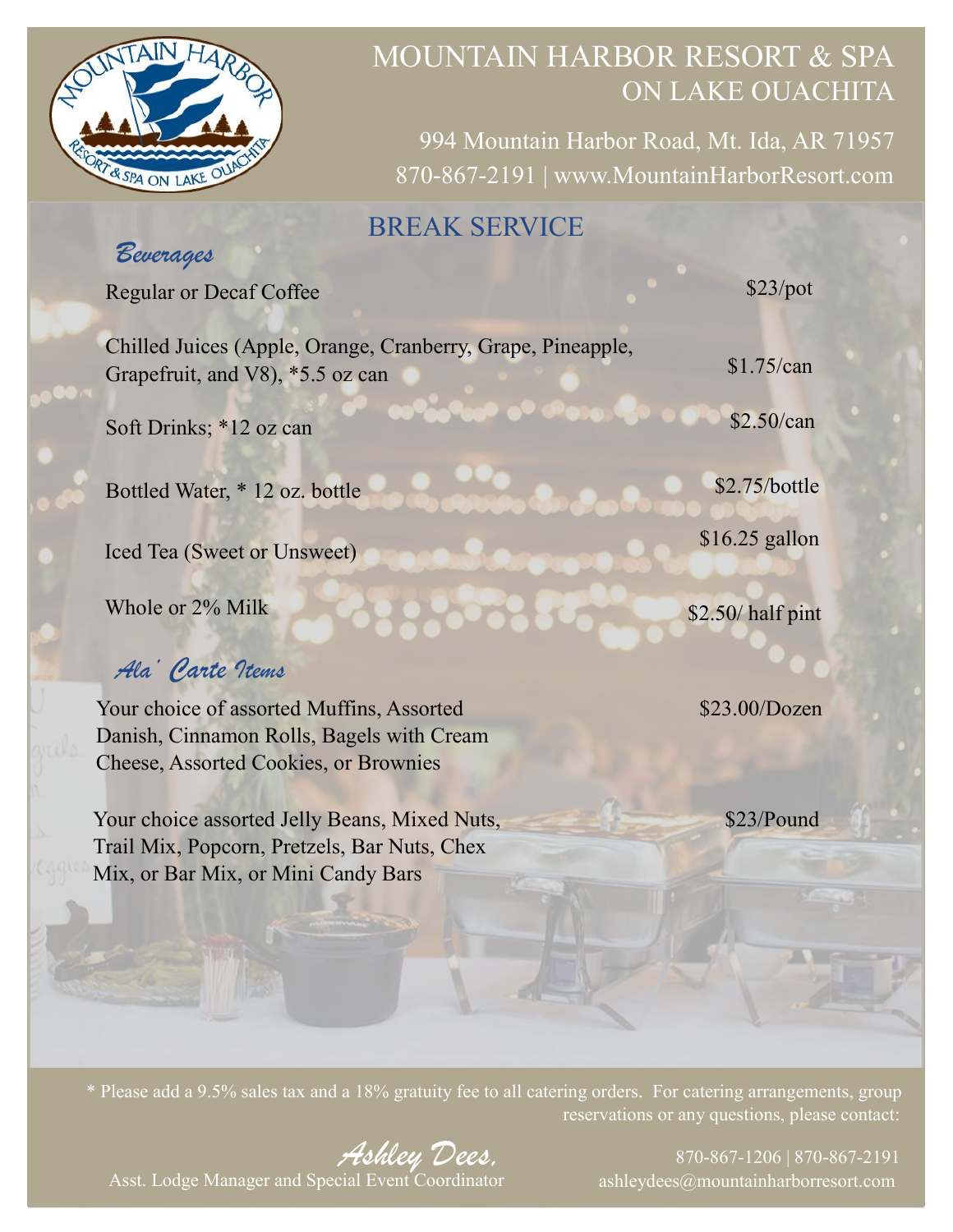# MOUNTAIN HARBOR RESORT & SPA
## ON LAKE OUACHITA

994 Mountain Harbor Road, Mt. Ida, AR 71957
870-867-2191 | www.MountainHarborResort.com

## BREAK SERVICE

### *Beverages*

| Item | Price |
| --- | --- |
| Regular or Decaf Coffee | $23/pot |
| Chilled Juices (Apple, Orange, Cranberry, Grape, Pineapple, Grapefruit, and V8), *5.5 oz can | $1.75/can |
| Soft Drinks; *12 oz can | $2.50/can |
| Bottled Water, * 12 oz. bottle | $2.75/bottle |
| Iced Tea (Sweet or Unsweet) | $16.25 gallon |
| Whole or 2% Milk | $2.50/ half pint |

### *Ala' Carte Items*

| Item | Price |
| --- | --- |
| Your choice of assorted Muffins, Assorted Danish, Cinnamon Rolls, Bagels with Cream Cheese, Assorted Cookies, or Brownies | $23.00/Dozen |
| Your choice assorted Jelly Beans, Mixed Nuts, Trail Mix, Popcorn, Pretzels, Bar Nuts, Chex Mix, or Bar Mix, or Mini Candy Bars | $23/Pound |

* Please add a 9.5% sales tax and a 18% gratuity fee to all catering orders. For catering arrangements, group reservations or any questions, please contact:

*Ashley Dees,*
Asst. Lodge Manager and Special Event Coordinator

870-867-1206 | 870-867-2191
ashleydees@mountainharborresort.com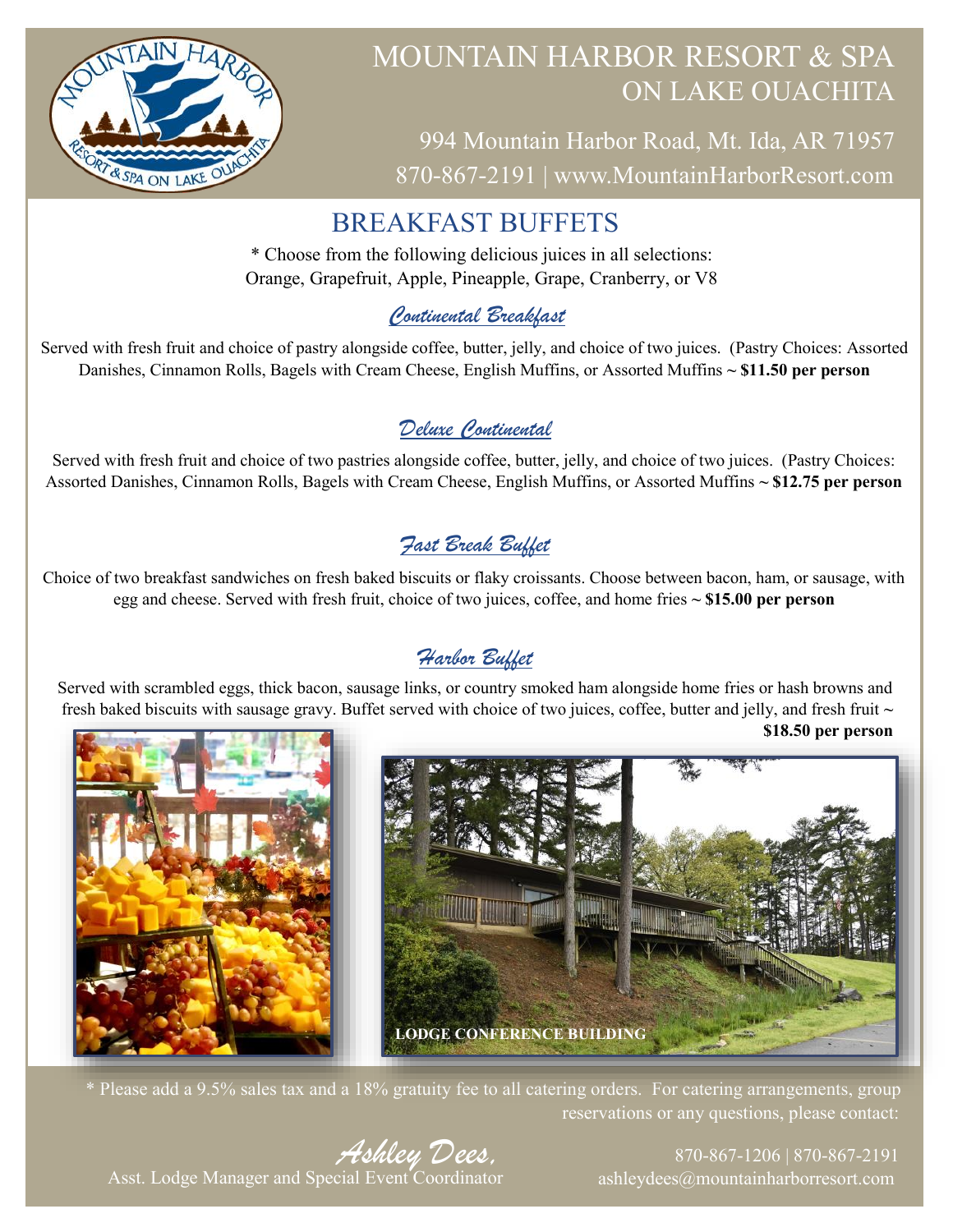# MOUNTAIN HARBOR RESORT & SPA ON LAKE OUACHITA

994 Mountain Harbor Road, Mt. Ida, AR 71957
870-867-2191 | www.MountainHarborResort.com

## BREAKFAST BUFFETS

* Choose from the following delicious juices in all selections:
Orange, Grapefruit, Apple, Pineapple, Grape, Cranberry, or V8

### *Continental Breakfast*

Served with fresh fruit and choice of pastry alongside coffee, butter, jelly, and choice of two juices. (Pastry Choices: Assorted Danishes, Cinnamon Rolls, Bagels with Cream Cheese, English Muffins, or Assorted Muffins ~ **$11.50 per person**

### *Deluxe Continental*

Served with fresh fruit and choice of two pastries alongside coffee, butter, jelly, and choice of two juices. (Pastry Choices: Assorted Danishes, Cinnamon Rolls, Bagels with Cream Cheese, English Muffins, or Assorted Muffins ~ **$12.75 per person**

### *Fast Break Buffet*

Choice of two breakfast sandwiches on fresh baked biscuits or flaky croissants. Choose between bacon, ham, or sausage, with egg and cheese. Served with fresh fruit, choice of two juices, coffee, and home fries ~ **$15.00 per person**

### *Harbor Buffet*

Served with scrambled eggs, thick bacon, sausage links, or country smoked ham alongside home fries or hash browns and fresh baked biscuits with sausage gravy. Buffet served with choice of two juices, coffee, butter and jelly, and fresh fruit ~ **$18.50 per person**

LODGE CONFERENCE BUILDING

* Please add a 9.5% sales tax and a 18% gratuity fee to all catering orders. For catering arrangements, group reservations or any questions, please contact:

*Ashley Dees,*
Asst. Lodge Manager and Special Event Coordinator

870-867-1206 | 870-867-2191
ashleydees@mountainharborresort.com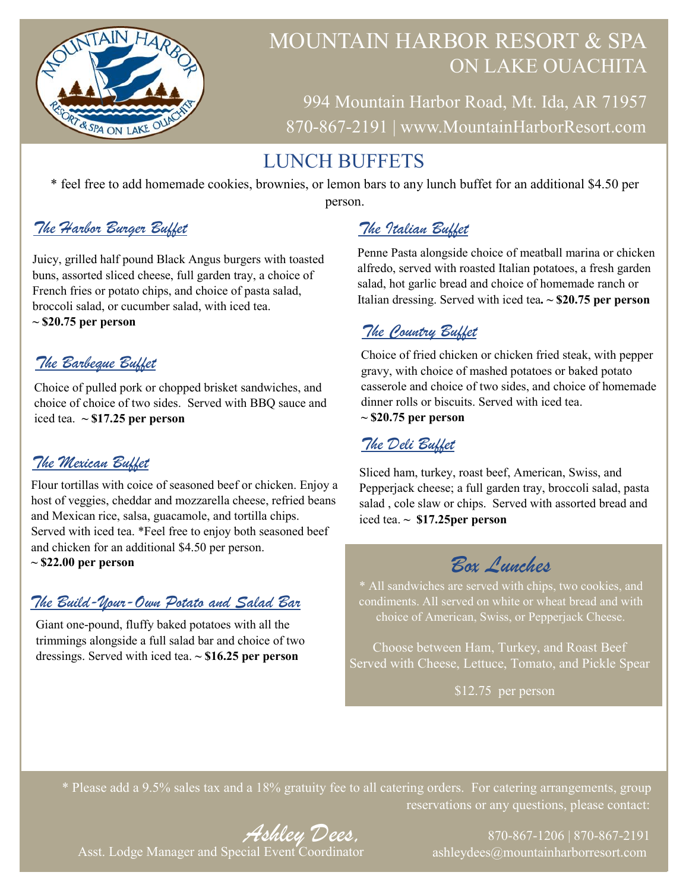# MOUNTAIN HARBOR RESORT & SPA ON LAKE OUACHITA

994 Mountain Harbor Road, Mt. Ida, AR 71957
870-867-2191 | www.MountainHarborResort.com

## LUNCH BUFFETS

* feel free to add homemade cookies, brownies, or lemon bars to any lunch buffet for an additional $4.50 per person.

### *The Harbor Burger Buffet*

Juicy, grilled half pound Black Angus burgers with toasted buns, assorted sliced cheese, full garden tray, a choice of French fries or potato chips, and choice of pasta salad, broccoli salad, or cucumber salad, with iced tea.
**~ $20.75 per person**

### *The Barbeque Buffet*

Choice of pulled pork or chopped brisket sandwiches, and choice of choice of two sides. Served with BBQ sauce and iced tea. **~ $17.25 per person**

### *The Mexican Buffet*

Flour tortillas with coice of seasoned beef or chicken. Enjoy a host of veggies, cheddar and mozzarella cheese, refried beans and Mexican rice, salsa, guacamole, and tortilla chips. Served with iced tea. *Feel free to enjoy both seasoned beef and chicken for an additional $4.50 per person.
**~ $22.00 per person**

### *The Build-Your-Own Potato and Salad Bar*

Giant one-pound, fluffy baked potatoes with all the trimmings alongside a full salad bar and choice of two dressings. Served with iced tea. **~ $16.25 per person**

### *The Italian Buffet*

Penne Pasta alongside choice of meatball marina or chicken alfredo, served with roasted Italian potatoes, a fresh garden salad, hot garlic bread and choice of homemade ranch or Italian dressing. Served with iced tea**. ~ $20.75 per person**

### *The Country Buffet*

Choice of fried chicken or chicken fried steak, with pepper gravy, with choice of mashed potatoes or baked potato casserole and choice of two sides, and choice of homemade dinner rolls or biscuits. Served with iced tea.
**~ $20.75 per person**

### *The Deli Buffet*

Sliced ham, turkey, roast beef, American, Swiss, and Pepperjack cheese; a full garden tray, broccoli salad, pasta salad , cole slaw or chips. Served with assorted bread and iced tea. ~ **$17.25per person**

## *Box Lunches*

* All sandwiches are served with chips, two cookies, and condiments. All served on white or wheat bread and with choice of American, Swiss, or Pepperjack Cheese.

Choose between Ham, Turkey, and Roast Beef
Served with Cheese, Lettuce, Tomato, and Pickle Spear

$12.75 per person

* Please add a 9.5% sales tax and a 18% gratuity fee to all catering orders. For catering arrangements, group reservations or any questions, please contact:

*Ashley Dees,*
Asst. Lodge Manager and Special Event Coordinator

870-867-1206 | 870-867-2191
ashleydees@mountainharborresort.com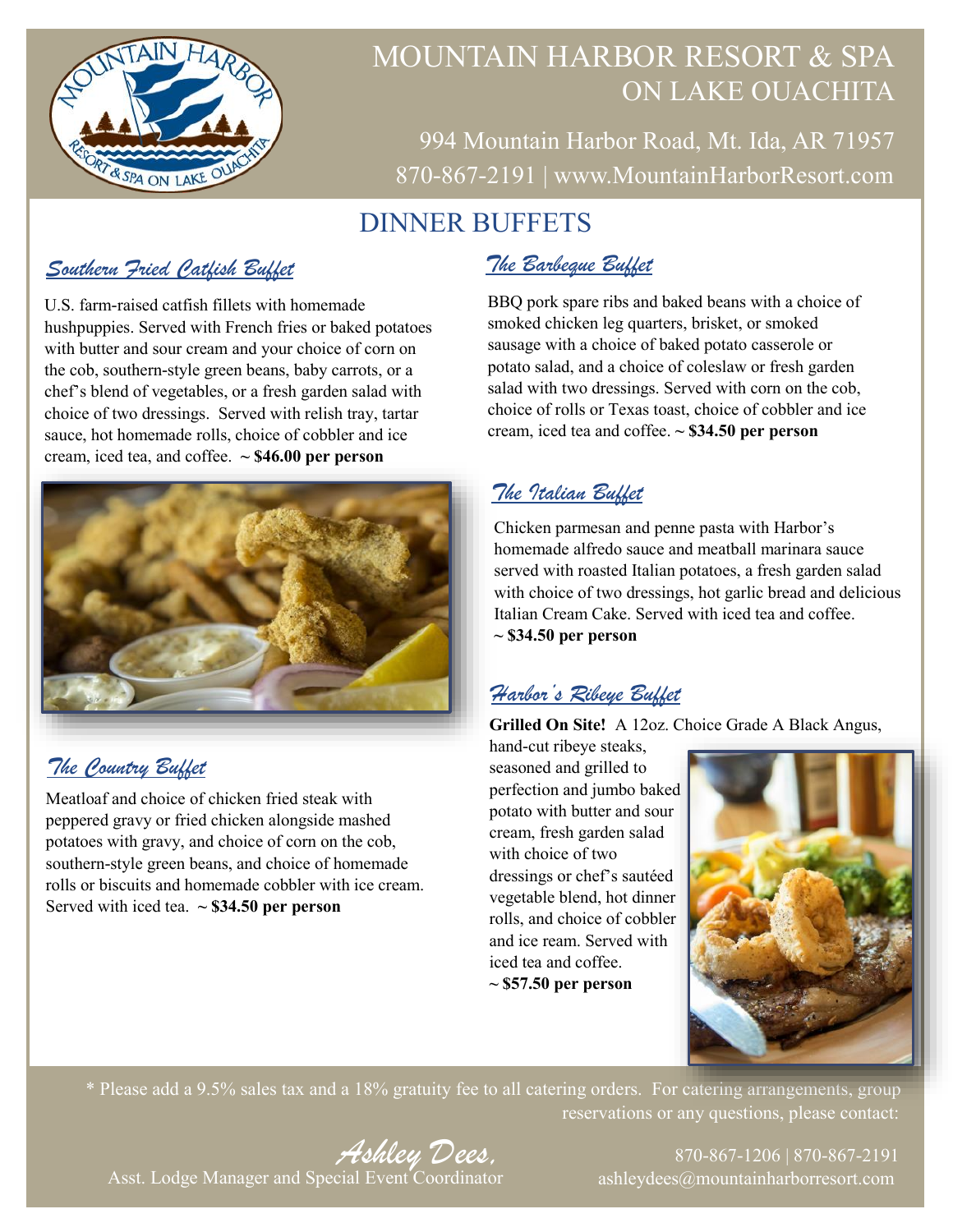# MOUNTAIN HARBOR RESORT & SPA ON LAKE OUACHITA

994 Mountain Harbor Road, Mt. Ida, AR 71957
870-867-2191 | www.MountainHarborResort.com

## DINNER BUFFETS

### *Southern Fried Catfish Buffet*

U.S. farm-raised catfish fillets with homemade hushpuppies. Served with French fries or baked potatoes with butter and sour cream and your choice of corn on the cob, southern-style green beans, baby carrots, or a chef's blend of vegetables, or a fresh garden salad with choice of two dressings. Served with relish tray, tartar sauce, hot homemade rolls, choice of cobbler and ice cream, iced tea, and coffee. **~ $46.00 per person**

### *The Country Buffet*

Meatloaf and choice of chicken fried steak with peppered gravy or fried chicken alongside mashed potatoes with gravy, and choice of corn on the cob, southern-style green beans, and choice of homemade rolls or biscuits and homemade cobbler with ice cream. Served with iced tea. **~ $34.50 per person**

### *The Barbeque Buffet*

BBQ pork spare ribs and baked beans with a choice of smoked chicken leg quarters, brisket, or smoked sausage with a choice of baked potato casserole or potato salad, and a choice of coleslaw or fresh garden salad with two dressings. Served with corn on the cob, choice of rolls or Texas toast, choice of cobbler and ice cream, iced tea and coffee. **~ $34.50 per person**

### *The Italian Buffet*

Chicken parmesan and penne pasta with Harbor's homemade alfredo sauce and meatball marinara sauce served with roasted Italian potatoes, a fresh garden salad with choice of two dressings, hot garlic bread and delicious Italian Cream Cake. Served with iced tea and coffee.
**~ $34.50 per person**

### *Harbor's Ribeye Buffet*

**Grilled On Site!** A 12oz. Choice Grade A Black Angus, hand-cut ribeye steaks, seasoned and grilled to perfection and jumbo baked potato with butter and sour cream, fresh garden salad with choice of two dressings or chef's sautéed vegetable blend, hot dinner rolls, and choice of cobbler and ice ream. Served with iced tea and coffee.
**~ $57.50 per person**

\* Please add a 9.5% sales tax and a 18% gratuity fee to all catering orders. For catering arrangements, group reservations or any questions, please contact:

*Ashley Dees,*
Asst. Lodge Manager and Special Event Coordinator

870-867-1206 | 870-867-2191
ashleydees@mountainharborresort.com